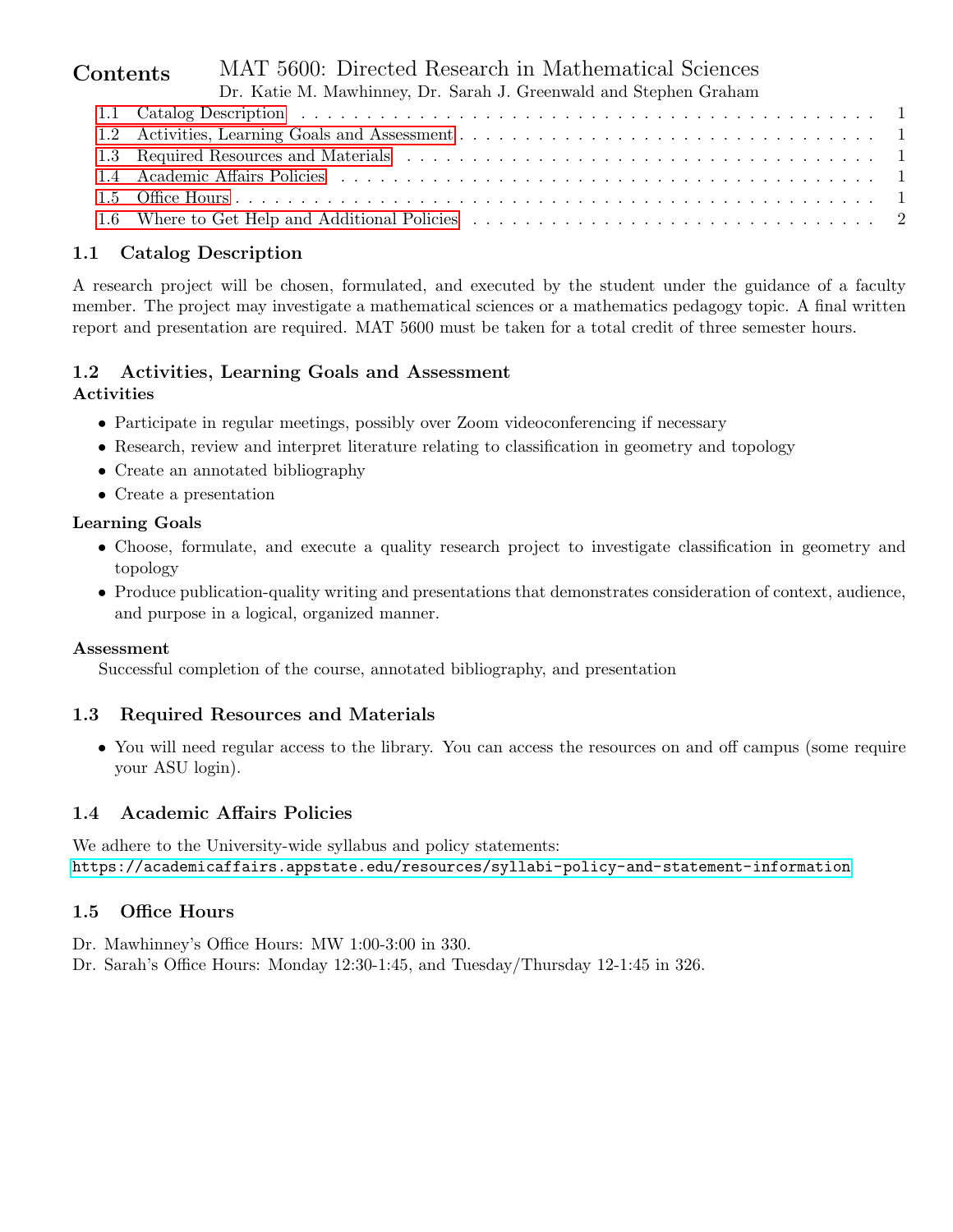# MAT 5600: Directed Research in Mathematical Sciences

Dr. Katie M. Mawhinney, Dr. Sarah J. Greenwald and Stephen Graham

## Contents

- 1.1 Catalog Description ... 1
- 1.2 Activities, Learning Goals and Assessment ... 1
- 1.3 Required Resources and Materials ... 1
- 1.4 Academic Affairs Policies ... 1
- 1.5 Office Hours ... 1
- 1.6 Where to Get Help and Additional Policies ... 2

## 1.1 Catalog Description

A research project will be chosen, formulated, and executed by the student under the guidance of a faculty member. The project may investigate a mathematical sciences or a mathematics pedagogy topic. A final written report and presentation are required. MAT 5600 must be taken for a total credit of three semester hours.

## 1.2 Activities, Learning Goals and Assessment

### Activities

- Participate in regular meetings, possibly over Zoom videoconferencing if necessary
- Research, review and interpret literature relating to classification in geometry and topology
- Create an annotated bibliography
- Create a presentation

### Learning Goals

- Choose, formulate, and execute a quality research project to investigate classification in geometry and topology
- Produce publication-quality writing and presentations that demonstrates consideration of context, audience, and purpose in a logical, organized manner.

### Assessment

Successful completion of the course, annotated bibliography, and presentation

## 1.3 Required Resources and Materials

- You will need regular access to the library. You can access the resources on and off campus (some require your ASU login).

## 1.4 Academic Affairs Policies

We adhere to the University-wide syllabus and policy statements:
https://academicaffairs.appstate.edu/resources/syllabi-policy-and-statement-information

## 1.5 Office Hours

Dr. Mawhinney's Office Hours: MW 1:00-3:00 in 330.
Dr. Sarah's Office Hours: Monday 12:30-1:45, and Tuesday/Thursday 12-1:45 in 326.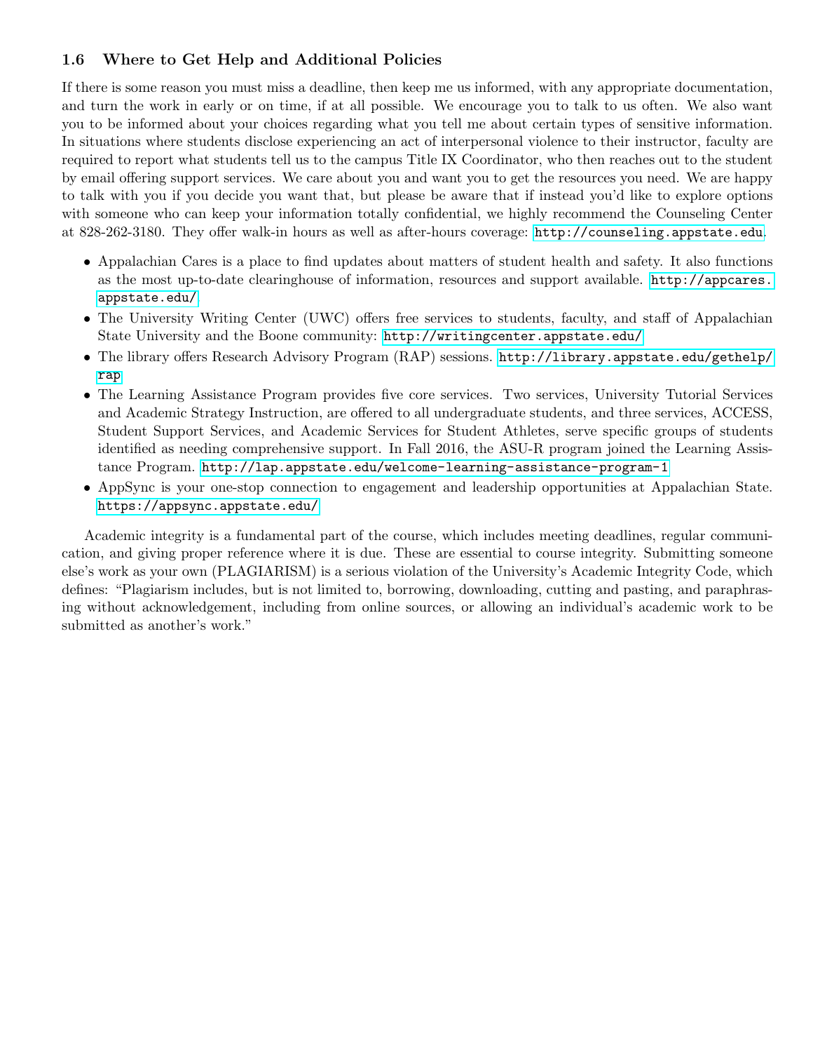### 1.6 Where to Get Help and Additional Policies

If there is some reason you must miss a deadline, then keep me us informed, with any appropriate documentation, and turn the work in early or on time, if at all possible. We encourage you to talk to us often. We also want you to be informed about your choices regarding what you tell me about certain types of sensitive information. In situations where students disclose experiencing an act of interpersonal violence to their instructor, faculty are required to report what students tell us to the campus Title IX Coordinator, who then reaches out to the student by email offering support services. We care about you and want you to get the resources you need. We are happy to talk with you if you decide you want that, but please be aware that if instead you'd like to explore options with someone who can keep your information totally confidential, we highly recommend the Counseling Center at 828-262-3180. They offer walk-in hours as well as after-hours coverage: http://counseling.appstate.edu.

- Appalachian Cares is a place to find updates about matters of student health and safety. It also functions as the most up-to-date clearinghouse of information, resources and support available. http://appcares.appstate.edu/.
- The University Writing Center (UWC) offers free services to students, faculty, and staff of Appalachian State University and the Boone community: http://writingcenter.appstate.edu/
- The library offers Research Advisory Program (RAP) sessions. http://library.appstate.edu/gethelp/rap
- The Learning Assistance Program provides five core services. Two services, University Tutorial Services and Academic Strategy Instruction, are offered to all undergraduate students, and three services, ACCESS, Student Support Services, and Academic Services for Student Athletes, serve specific groups of students identified as needing comprehensive support. In Fall 2016, the ASU-R program joined the Learning Assistance Program. http://lap.appstate.edu/welcome-learning-assistance-program-1
- AppSync is your one-stop connection to engagement and leadership opportunities at Appalachian State. https://appsync.appstate.edu/

Academic integrity is a fundamental part of the course, which includes meeting deadlines, regular communication, and giving proper reference where it is due. These are essential to course integrity. Submitting someone else's work as your own (PLAGIARISM) is a serious violation of the University's Academic Integrity Code, which defines: "Plagiarism includes, but is not limited to, borrowing, downloading, cutting and pasting, and paraphrasing without acknowledgement, including from online sources, or allowing an individual's academic work to be submitted as another's work."